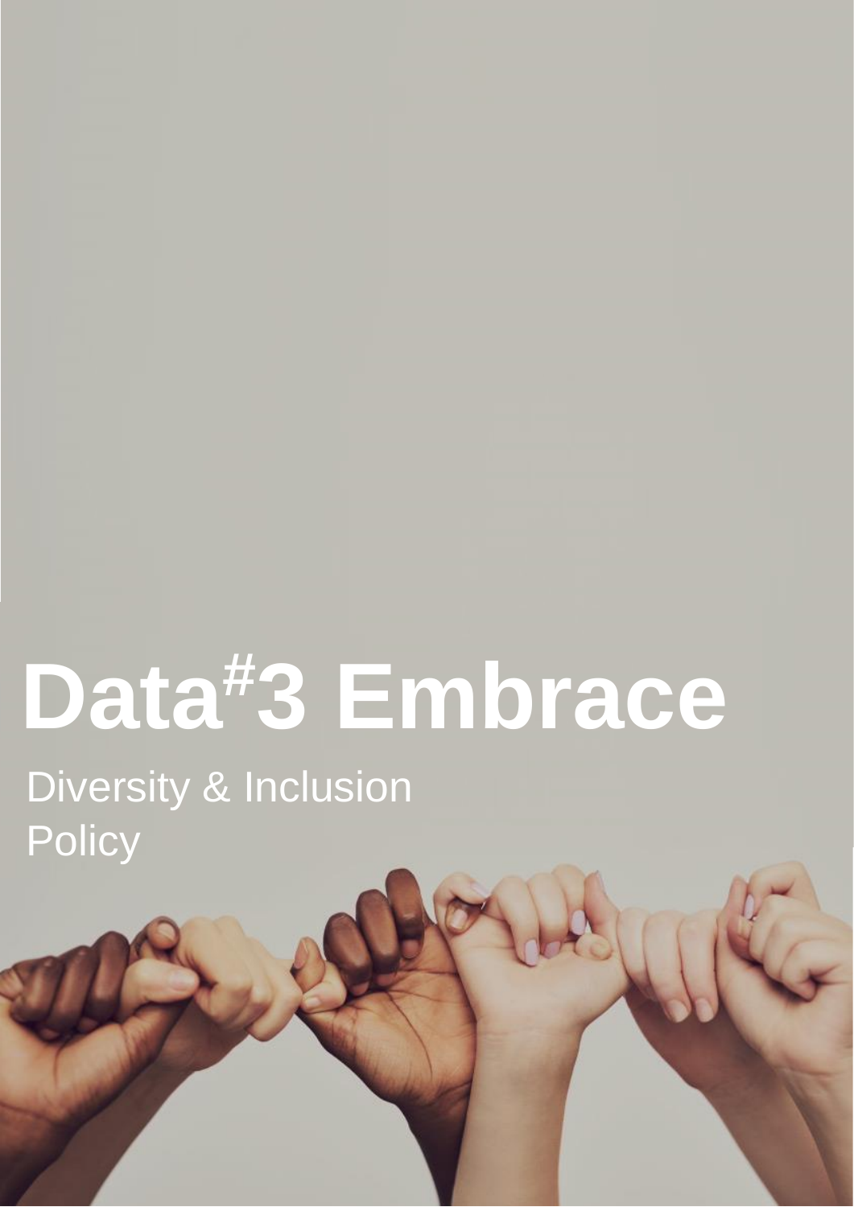# Data#3 Embrace

Diversity & Inclusion
Policy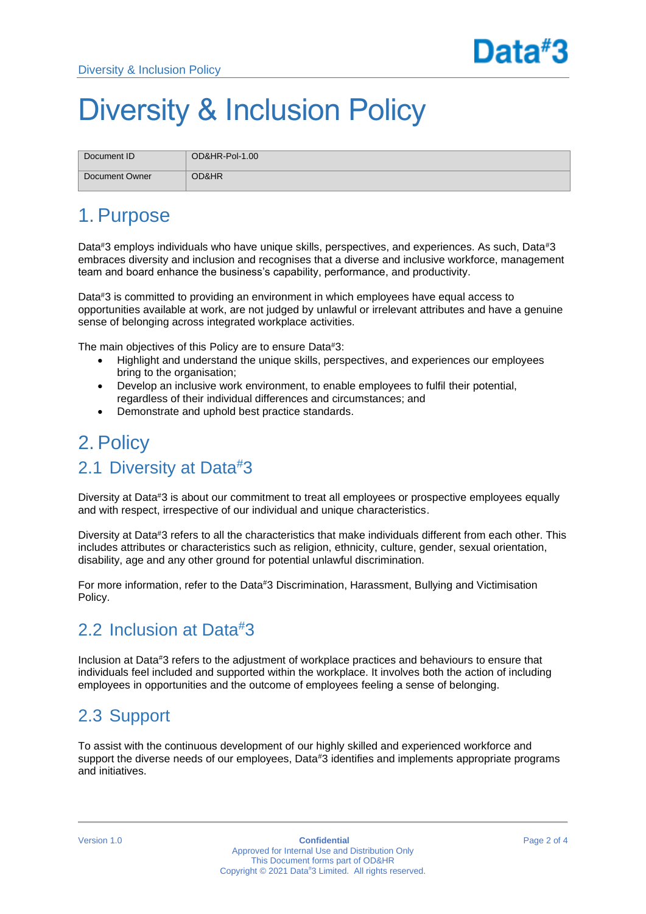# Diversity & Inclusion Policy

| Document ID | OD&HR-Pol-1.00 |
|---|---|
| Document Owner | OD&HR |

## 1. Purpose

Data#3 employs individuals who have unique skills, perspectives, and experiences. As such, Data#3 embraces diversity and inclusion and recognises that a diverse and inclusive workforce, management team and board enhance the business's capability, performance, and productivity.

Data#3 is committed to providing an environment in which employees have equal access to opportunities available at work, are not judged by unlawful or irrelevant attributes and have a genuine sense of belonging across integrated workplace activities.

The main objectives of this Policy are to ensure Data#3:

- Highlight and understand the unique skills, perspectives, and experiences our employees bring to the organisation;
- Develop an inclusive work environment, to enable employees to fulfil their potential, regardless of their individual differences and circumstances; and
- Demonstrate and uphold best practice standards.

## 2. Policy

### 2.1 Diversity at Data#3

Diversity at Data#3 is about our commitment to treat all employees or prospective employees equally and with respect, irrespective of our individual and unique characteristics.

Diversity at Data#3 refers to all the characteristics that make individuals different from each other. This includes attributes or characteristics such as religion, ethnicity, culture, gender, sexual orientation, disability, age and any other ground for potential unlawful discrimination.

For more information, refer to the Data#3 Discrimination, Harassment, Bullying and Victimisation Policy.

### 2.2 Inclusion at Data#3

Inclusion at Data#3 refers to the adjustment of workplace practices and behaviours to ensure that individuals feel included and supported within the workplace. It involves both the action of including employees in opportunities and the outcome of employees feeling a sense of belonging.

### 2.3 Support

To assist with the continuous development of our highly skilled and experienced workforce and support the diverse needs of our employees, Data#3 identifies and implements appropriate programs and initiatives.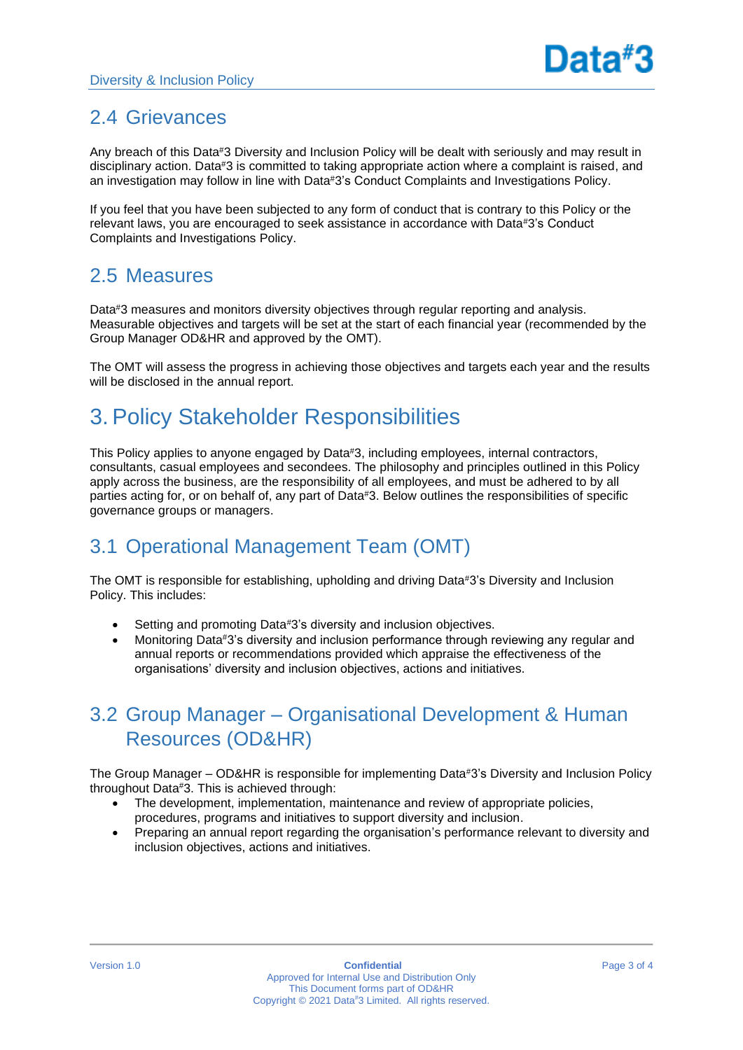## 2.4 Grievances

Any breach of this Data#3 Diversity and Inclusion Policy will be dealt with seriously and may result in disciplinary action. Data#3 is committed to taking appropriate action where a complaint is raised, and an investigation may follow in line with Data#3's Conduct Complaints and Investigations Policy.

If you feel that you have been subjected to any form of conduct that is contrary to this Policy or the relevant laws, you are encouraged to seek assistance in accordance with Data#3's Conduct Complaints and Investigations Policy.

## 2.5 Measures

Data#3 measures and monitors diversity objectives through regular reporting and analysis. Measurable objectives and targets will be set at the start of each financial year (recommended by the Group Manager OD&HR and approved by the OMT).

The OMT will assess the progress in achieving those objectives and targets each year and the results will be disclosed in the annual report.

# 3. Policy Stakeholder Responsibilities

This Policy applies to anyone engaged by Data#3, including employees, internal contractors, consultants, casual employees and secondees. The philosophy and principles outlined in this Policy apply across the business, are the responsibility of all employees, and must be adhered to by all parties acting for, or on behalf of, any part of Data#3. Below outlines the responsibilities of specific governance groups or managers.

## 3.1 Operational Management Team (OMT)

The OMT is responsible for establishing, upholding and driving Data#3's Diversity and Inclusion Policy. This includes:

- Setting and promoting Data#3's diversity and inclusion objectives.
- Monitoring Data#3's diversity and inclusion performance through reviewing any regular and annual reports or recommendations provided which appraise the effectiveness of the organisations' diversity and inclusion objectives, actions and initiatives.

## 3.2 Group Manager – Organisational Development & Human Resources (OD&HR)

The Group Manager – OD&HR is responsible for implementing Data#3's Diversity and Inclusion Policy throughout Data#3. This is achieved through:

- The development, implementation, maintenance and review of appropriate policies, procedures, programs and initiatives to support diversity and inclusion.
- Preparing an annual report regarding the organisation's performance relevant to diversity and inclusion objectives, actions and initiatives.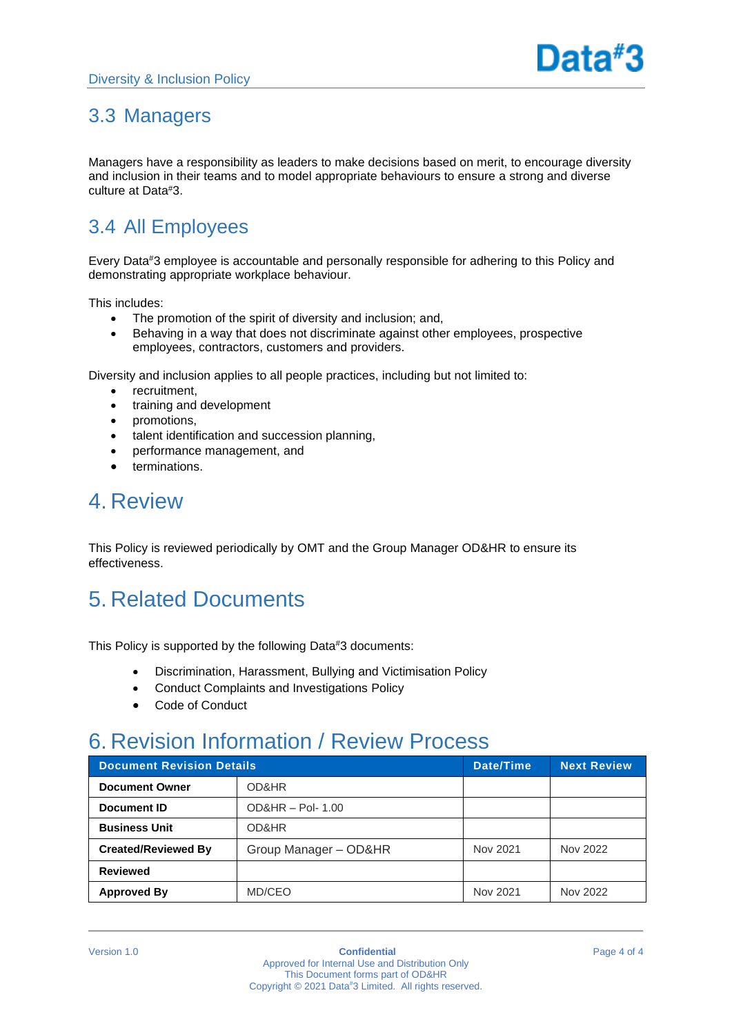## 3.3 Managers

Managers have a responsibility as leaders to make decisions based on merit, to encourage diversity and inclusion in their teams and to model appropriate behaviours to ensure a strong and diverse culture at Data#3.

## 3.4 All Employees

Every Data#3 employee is accountable and personally responsible for adhering to this Policy and demonstrating appropriate workplace behaviour.

This includes:

- The promotion of the spirit of diversity and inclusion; and,
- Behaving in a way that does not discriminate against other employees, prospective employees, contractors, customers and providers.

Diversity and inclusion applies to all people practices, including but not limited to:

- recruitment,
- training and development
- promotions,
- talent identification and succession planning,
- performance management, and
- terminations.

# 4. Review

This Policy is reviewed periodically by OMT and the Group Manager OD&HR to ensure its effectiveness.

# 5. Related Documents

This Policy is supported by the following Data#3 documents:

- Discrimination, Harassment, Bullying and Victimisation Policy
- Conduct Complaints and Investigations Policy
- Code of Conduct

# 6. Revision Information / Review Process

| Document Revision Details | | Date/Time | Next Review |
|---|---|---|---|
| **Document Owner** | OD&HR | | |
| **Document ID** | OD&HR – Pol- 1.00 | | |
| **Business Unit** | OD&HR | | |
| **Created/Reviewed By** | Group Manager – OD&HR | Nov 2021 | Nov 2022 |
| **Reviewed** | | | |
| **Approved By** | MD/CEO | Nov 2021 | Nov 2022 |